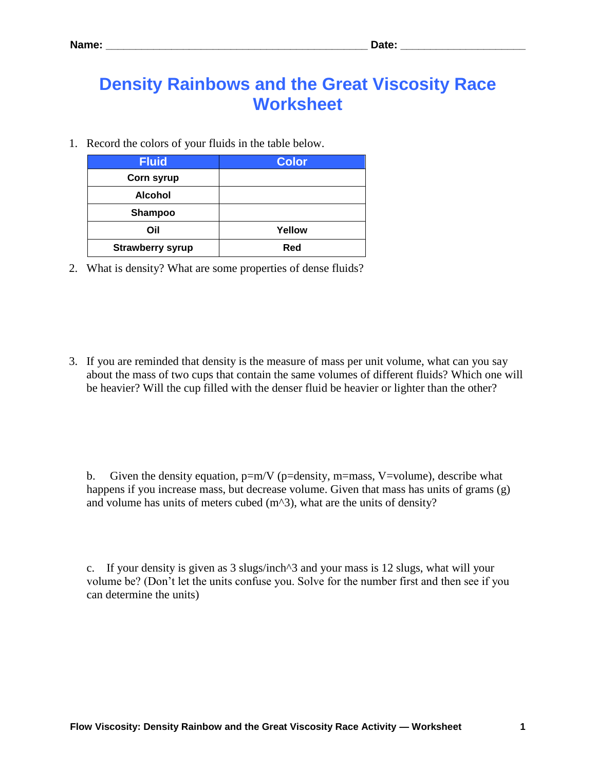Name: ____________________________________________ Date: ____________________

# Density Rainbows and the Great Viscosity Race Worksheet

1. Record the colors of your fluids in the table below.

| Fluid | Color |
| --- | --- |
| Corn syrup | |
| Alcohol | |
| Shampoo | |
| Oil | Yellow |
| Strawberry syrup | Red |

2. What is density? What are some properties of dense fluids?

3. If you are reminded that density is the measure of mass per unit volume, what can you say about the mass of two cups that contain the same volumes of different fluids? Which one will be heavier? Will the cup filled with the denser fluid be heavier or lighter than the other?

   b. Given the density equation, p=m/V (p=density, m=mass, V=volume), describe what happens if you increase mass, but decrease volume. Given that mass has units of grams (g) and volume has units of meters cubed (m^3), what are the units of density?

   c. If your density is given as 3 slugs/inch^3 and your mass is 12 slugs, what will your volume be? (Don't let the units confuse you. Solve for the number first and then see if you can determine the units)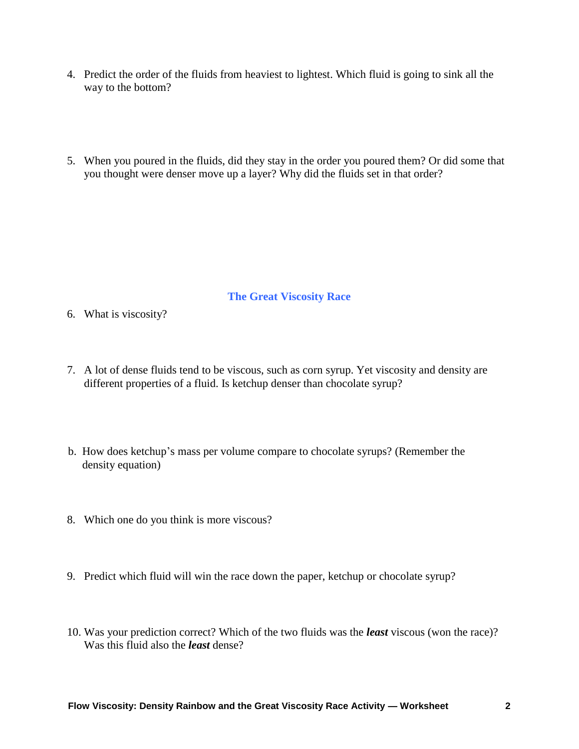4. Predict the order of the fluids from heaviest to lightest. Which fluid is going to sink all the way to the bottom?

5. When you poured in the fluids, did they stay in the order you poured them? Or did some that you thought were denser move up a layer? Why did the fluids set in that order?

## The Great Viscosity Race

6. What is viscosity?

7. A lot of dense fluids tend to be viscous, such as corn syrup. Yet viscosity and density are different properties of a fluid. Is ketchup denser than chocolate syrup?

b. How does ketchup's mass per volume compare to chocolate syrups? (Remember the density equation)

8. Which one do you think is more viscous?

9. Predict which fluid will win the race down the paper, ketchup or chocolate syrup?

10. Was your prediction correct? Which of the two fluids was the ***least*** viscous (won the race)? Was this fluid also the ***least*** dense?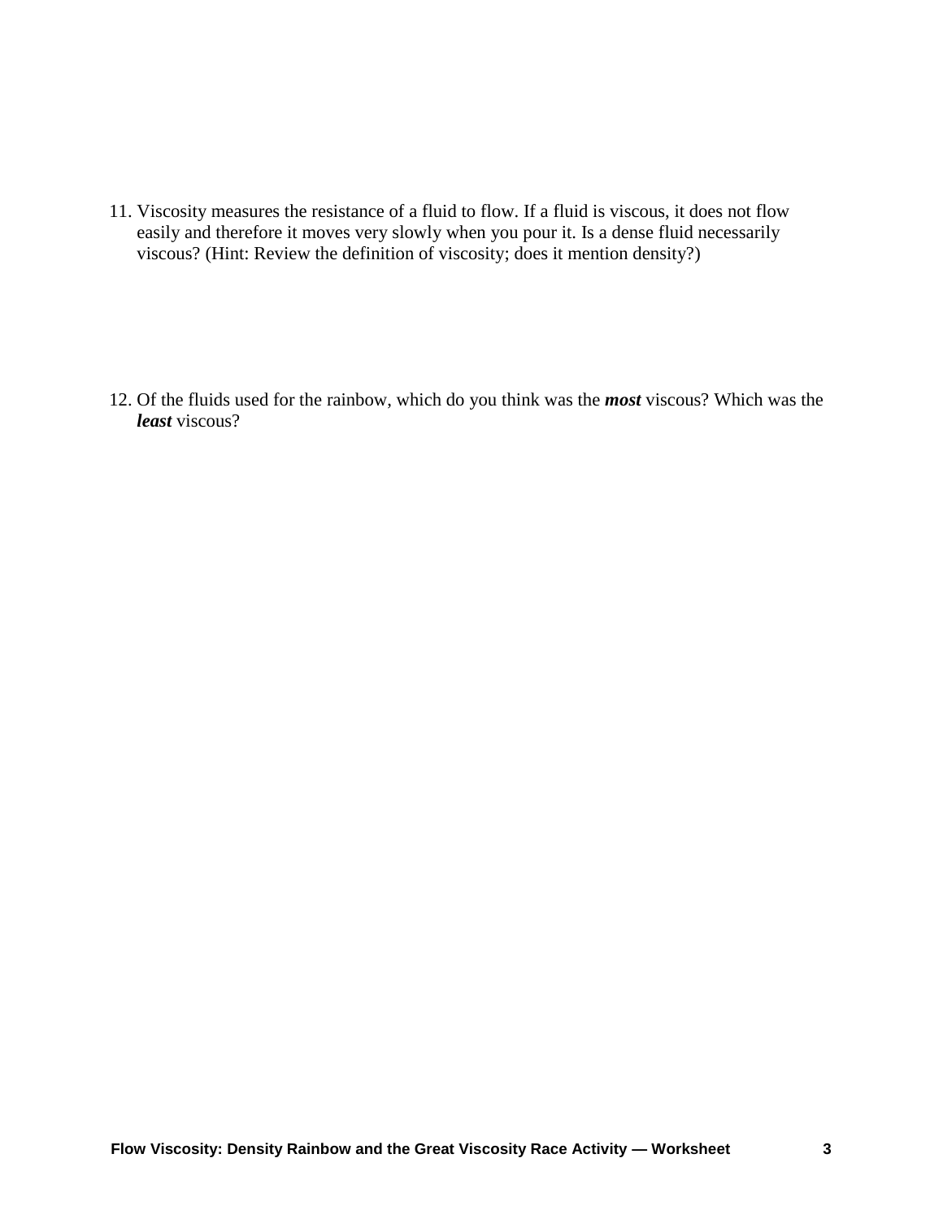11. Viscosity measures the resistance of a fluid to flow. If a fluid is viscous, it does not flow easily and therefore it moves very slowly when you pour it. Is a dense fluid necessarily viscous? (Hint: Review the definition of viscosity; does it mention density?)

12. Of the fluids used for the rainbow, which do you think was the ***most*** viscous? Which was the ***least*** viscous?